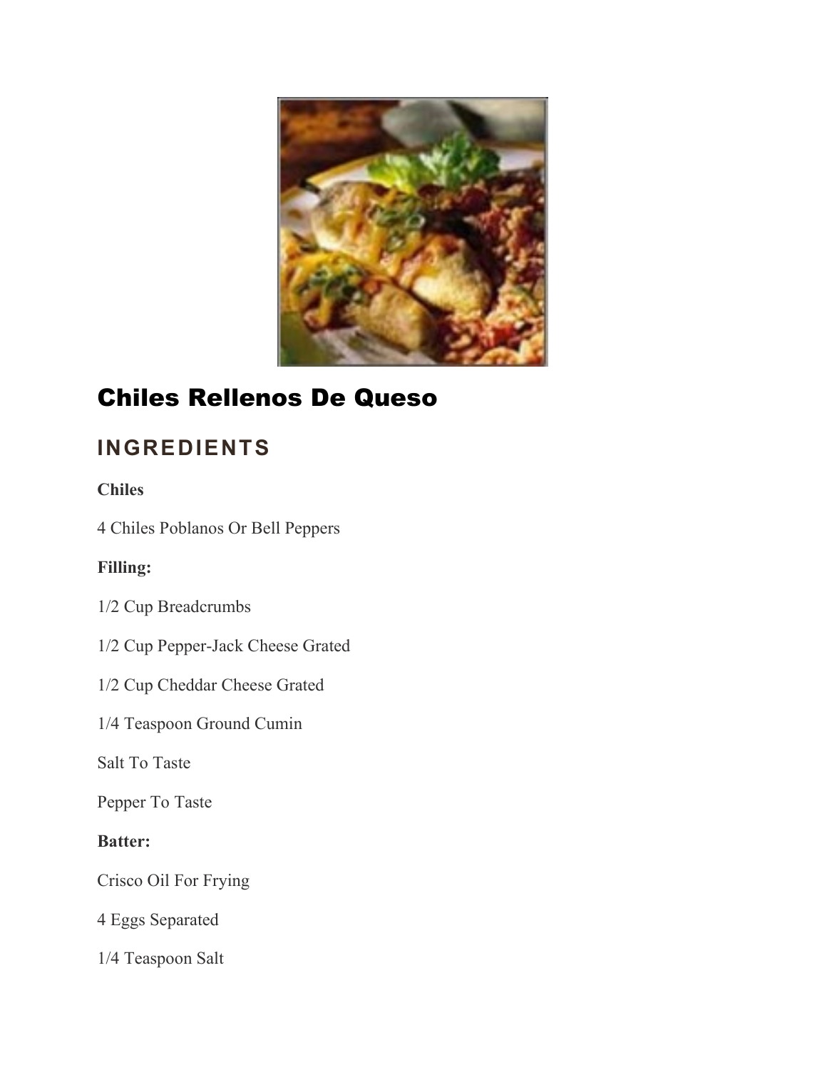# Chiles Rellenos De Queso

## INGREDIENTS

**Chiles**

4 Chiles Poblanos Or Bell Peppers

**Filling:**

1/2 Cup Breadcrumbs

1/2 Cup Pepper-Jack Cheese Grated

1/2 Cup Cheddar Cheese Grated

1/4 Teaspoon Ground Cumin

Salt To Taste

Pepper To Taste

**Batter:**

Crisco Oil For Frying

4 Eggs Separated

1/4 Teaspoon Salt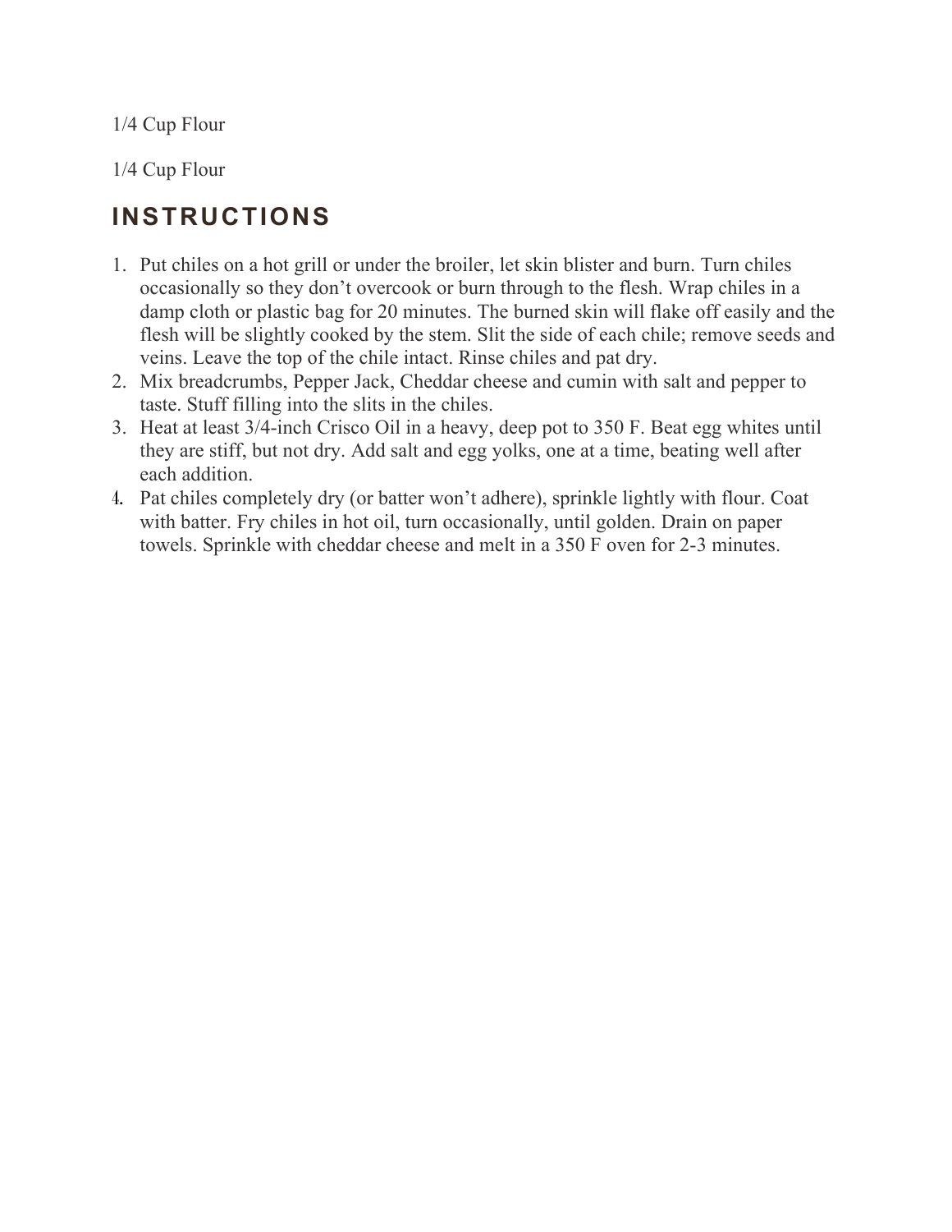1/4 Cup Flour

1/4 Cup Flour

## INSTRUCTIONS

1. Put chiles on a hot grill or under the broiler, let skin blister and burn. Turn chiles occasionally so they don't overcook or burn through to the flesh. Wrap chiles in a damp cloth or plastic bag for 20 minutes. The burned skin will flake off easily and the flesh will be slightly cooked by the stem. Slit the side of each chile; remove seeds and veins. Leave the top of the chile intact. Rinse chiles and pat dry.
2. Mix breadcrumbs, Pepper Jack, Cheddar cheese and cumin with salt and pepper to taste. Stuff filling into the slits in the chiles.
3. Heat at least 3/4-inch Crisco Oil in a heavy, deep pot to 350 F. Beat egg whites until they are stiff, but not dry. Add salt and egg yolks, one at a time, beating well after each addition.
4. Pat chiles completely dry (or batter won't adhere), sprinkle lightly with flour. Coat with batter. Fry chiles in hot oil, turn occasionally, until golden. Drain on paper towels. Sprinkle with cheddar cheese and melt in a 350 F oven for 2-3 minutes.